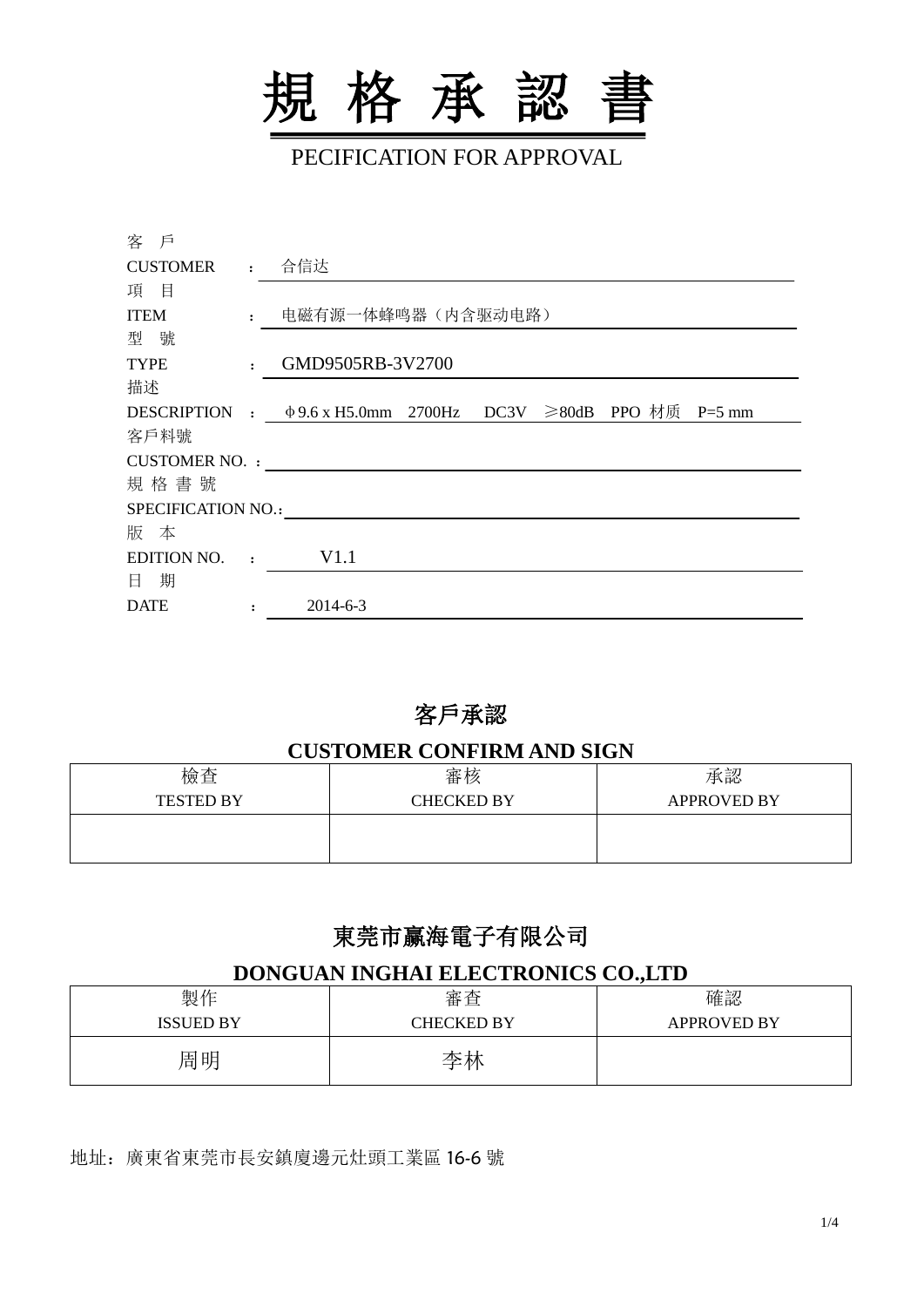# 規 格 承 認 書

PECIFICATION FOR APPROVAL

客 戶
CUSTOMER ： 合信达

項 目
ITEM ： 电磁有源一体蜂鸣器（内含驱动电路）

型 號
TYPE ： GMD9505RB-3V2700

描述
DESCRIPTION ： ф9.6 x H5.0mm 2700Hz DC3V ≥80dB PPO 材质 P=5 mm

客戶料號
CUSTOMER NO. ：

規 格 書 號
SPECIFICATION NO.:

版 本
EDITION NO. ： V1.1

日 期
DATE ： 2014-6-3

## 客戶承認

**CUSTOMER CONFIRM AND SIGN**

| 檢查<br>TESTED BY | 審核<br>CHECKED BY | 承認<br>APPROVED BY |
|---|---|---|
| | | |

## 東莞市贏海電子有限公司

**DONGUAN INGHAI ELECTRONICS CO.,LTD**

| 製作<br>ISSUED BY | 審查<br>CHECKED BY | 確認<br>APPROVED BY |
|---|---|---|
| 周明 | 李林 | |

地址：廣東省東莞市長安鎮廈邊元灶頭工業區 16-6 號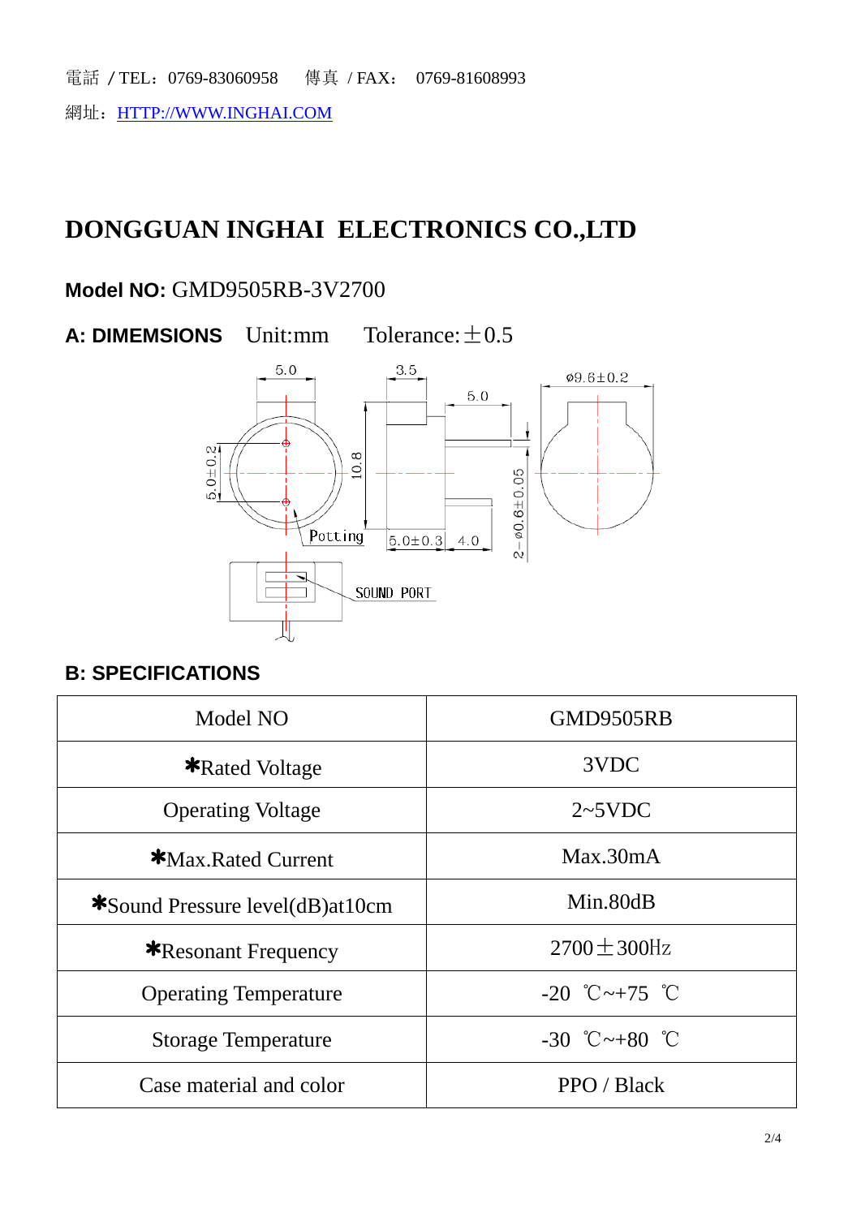電話 / TEL：0769-83060958　傳真 / FAX：　0769-81608993

網址：HTTP://WWW.INGHAI.COM

# DONGGUAN INGHAI ELECTRONICS CO.,LTD

**Model NO:** GMD9505RB-3V2700

**A: DIMEMSIONS**　Unit:mm　Tolerance:±0.5

5.0
3.5
5.0
ø9.6±0.2
5.0±0.2
10.8
2−ø0.6±0.05
Potting
5.0±0.3
4.0
SOUND PORT

**B: SPECIFICATIONS**

| Model NO | GMD9505RB |
|---|---|
| ✱Rated Voltage | 3VDC |
| Operating Voltage | 2~5VDC |
| ✱Max.Rated Current | Max.30mA |
| ✱Sound Pressure level(dB)at10cm | Min.80dB |
| ✱Resonant Frequency | 2700±300Hz |
| Operating Temperature | -20 ℃~+75 ℃ |
| Storage Temperature | -30 ℃~+80 ℃ |
| Case material and color | PPO / Black |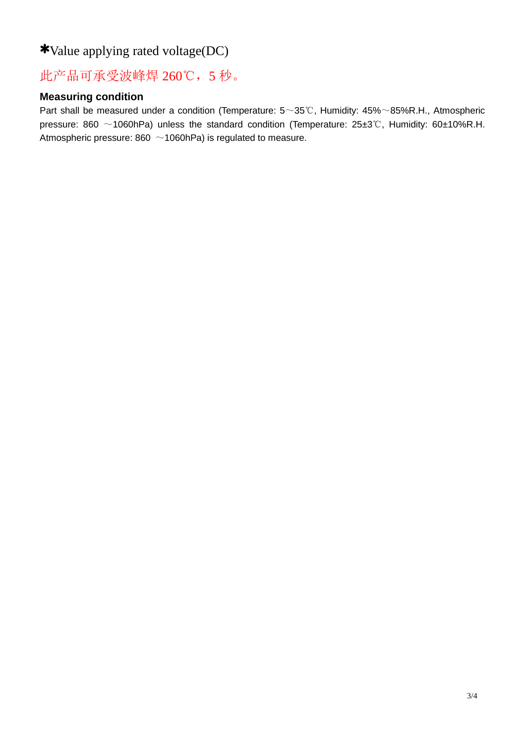✱Value applying rated voltage(DC)

此产品可承受波峰焊 260℃，5 秒。

**Measuring condition**

Part shall be measured under a condition (Temperature: 5～35℃, Humidity: 45%～85%R.H., Atmospheric pressure: 860 ～1060hPa) unless the standard condition (Temperature: 25±3℃, Humidity: 60±10%R.H. Atmospheric pressure: 860 ～1060hPa) is regulated to measure.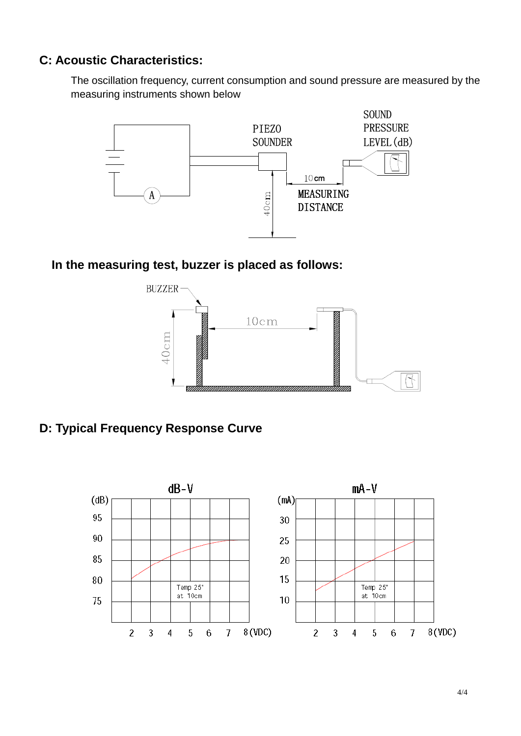## C: Acoustic Characteristics:

The oscillation frequency, current consumption and sound pressure are measured by the measuring instruments shown below

### In the measuring test, buzzer is placed as follows:

## D: Typical Frequency Response Curve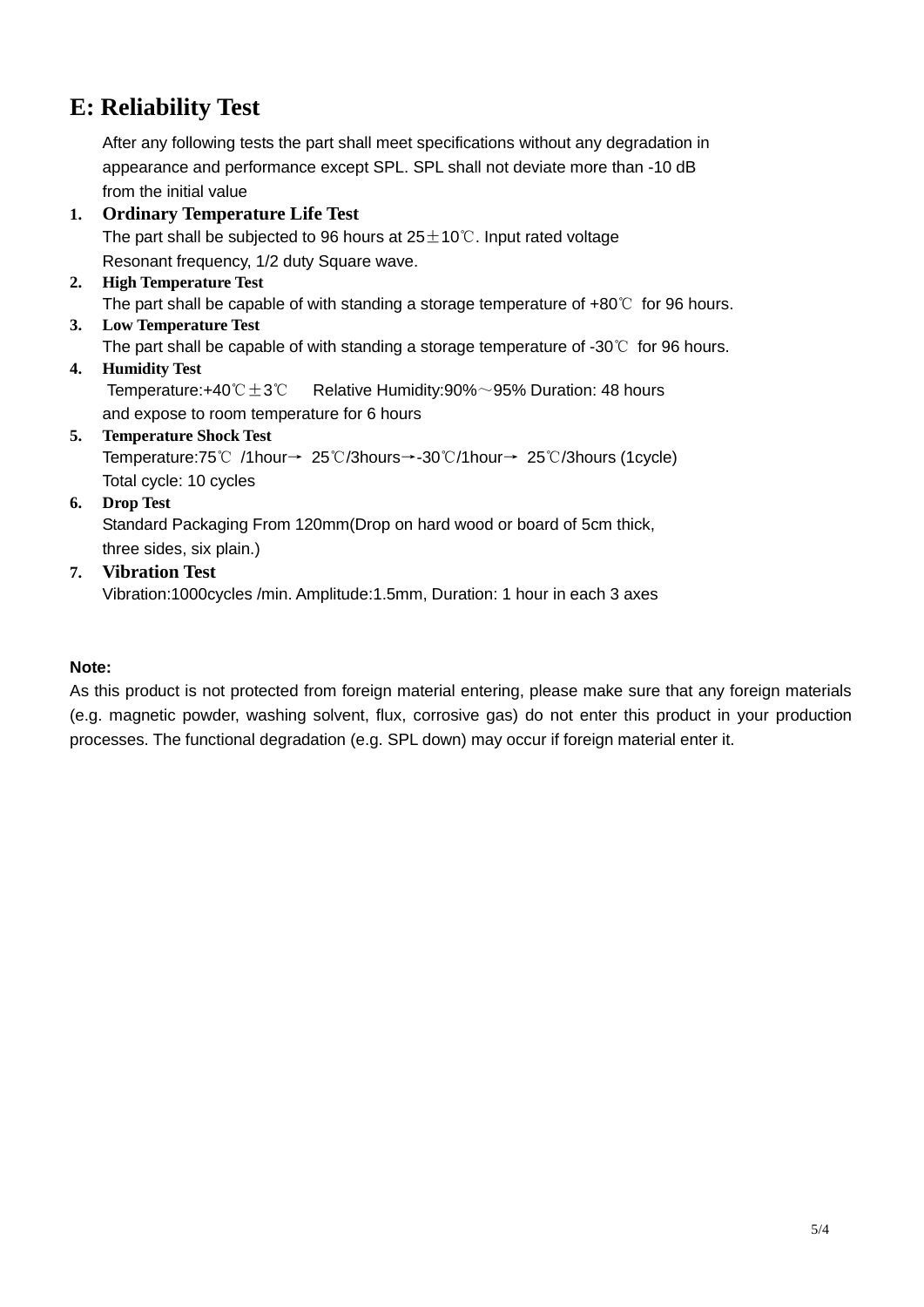## E: Reliability Test

After any following tests the part shall meet specifications without any degradation in appearance and performance except SPL. SPL shall not deviate more than -10 dB from the initial value

1. **Ordinary Temperature Life Test**
   The part shall be subjected to 96 hours at 25±10℃. Input rated voltage Resonant frequency, 1/2 duty Square wave.
2. **High Temperature Test**
   The part shall be capable of with standing a storage temperature of +80℃ for 96 hours.
3. **Low Temperature Test**
   The part shall be capable of with standing a storage temperature of -30℃ for 96 hours.
4. **Humidity Test**
   Temperature:+40℃±3℃ Relative Humidity:90%～95% Duration: 48 hours and expose to room temperature for 6 hours
5. **Temperature Shock Test**
   Temperature:75℃ /1hour→ 25℃/3hours→-30℃/1hour→ 25℃/3hours (1cycle)
   Total cycle: 10 cycles
6. **Drop Test**
   Standard Packaging From 120mm(Drop on hard wood or board of 5cm thick, three sides, six plain.)
7. **Vibration Test**
   Vibration:1000cycles /min. Amplitude:1.5mm, Duration: 1 hour in each 3 axes

**Note:**

As this product is not protected from foreign material entering, please make sure that any foreign materials (e.g. magnetic powder, washing solvent, flux, corrosive gas) do not enter this product in your production processes. The functional degradation (e.g. SPL down) may occur if foreign material enter it.